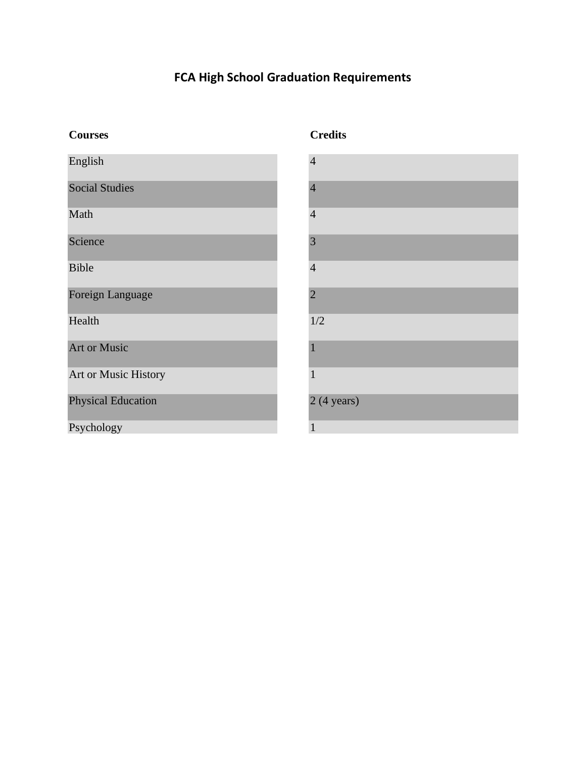# FCA High School Graduation Requirements

| Courses | Credits |
|---|---|
| English | 4 |
| Social Studies | 4 |
| Math | 4 |
| Science | 3 |
| Bible | 4 |
| Foreign Language | 2 |
| Health | 1/2 |
| Art or Music | 1 |
| Art or Music History | 1 |
| Physical Education | 2 (4 years) |
| Psychology | 1 |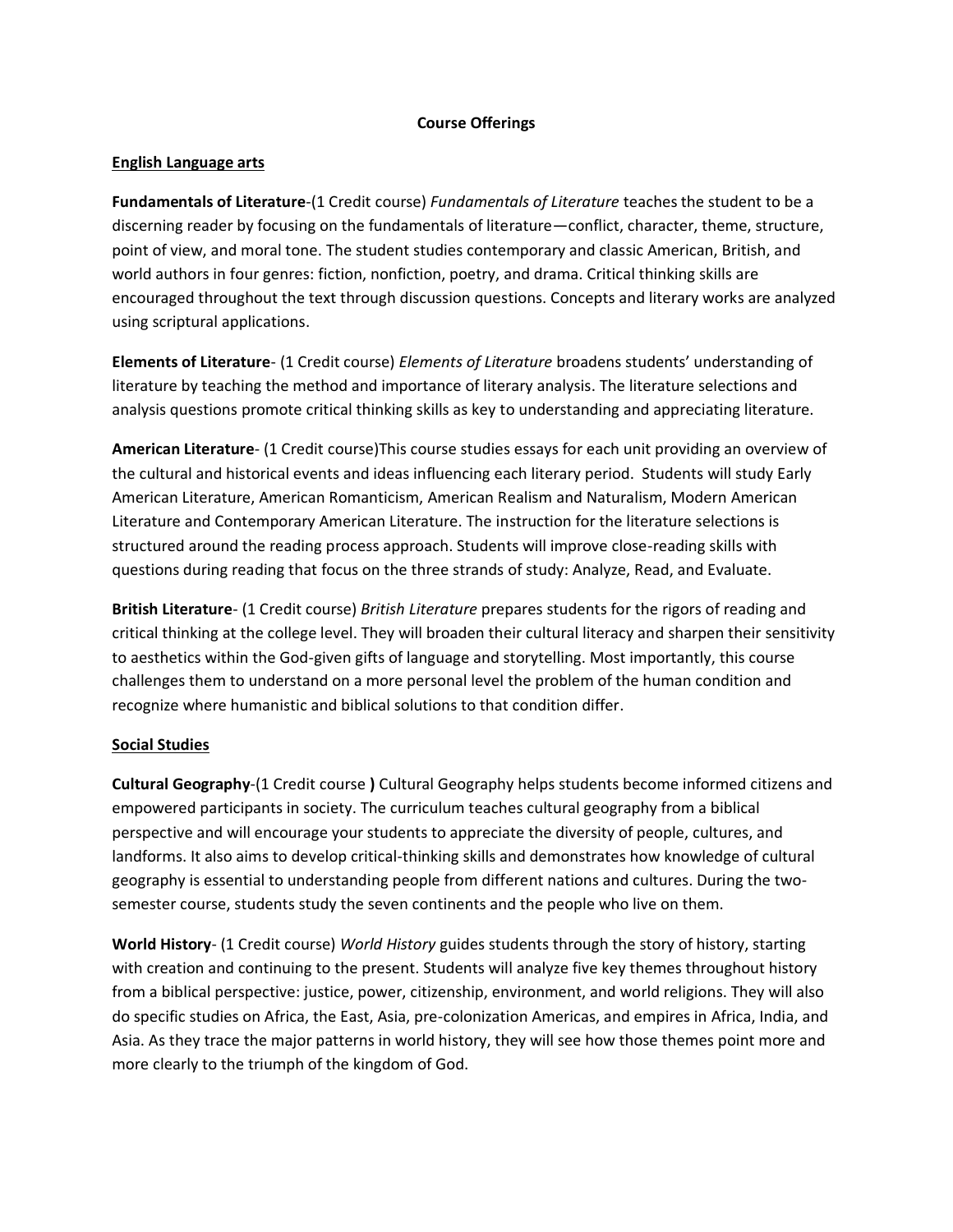**Course Offerings**

**English Language arts**

**Fundamentals of Literature**-(1 Credit course) *Fundamentals of Literature* teaches the student to be a discerning reader by focusing on the fundamentals of literature—conflict, character, theme, structure, point of view, and moral tone. The student studies contemporary and classic American, British, and world authors in four genres: fiction, nonfiction, poetry, and drama. Critical thinking skills are encouraged throughout the text through discussion questions. Concepts and literary works are analyzed using scriptural applications.

**Elements of Literature**- (1 Credit course) *Elements of Literature* broadens students' understanding of literature by teaching the method and importance of literary analysis. The literature selections and analysis questions promote critical thinking skills as key to understanding and appreciating literature.

**American Literature**- (1 Credit course)This course studies essays for each unit providing an overview of the cultural and historical events and ideas influencing each literary period. Students will study Early American Literature, American Romanticism, American Realism and Naturalism, Modern American Literature and Contemporary American Literature. The instruction for the literature selections is structured around the reading process approach. Students will improve close-reading skills with questions during reading that focus on the three strands of study: Analyze, Read, and Evaluate.

**British Literature**- (1 Credit course) *British Literature* prepares students for the rigors of reading and critical thinking at the college level. They will broaden their cultural literacy and sharpen their sensitivity to aesthetics within the God-given gifts of language and storytelling. Most importantly, this course challenges them to understand on a more personal level the problem of the human condition and recognize where humanistic and biblical solutions to that condition differ.

**Social Studies**

**Cultural Geography**-(1 Credit course **)** Cultural Geography helps students become informed citizens and empowered participants in society. The curriculum teaches cultural geography from a biblical perspective and will encourage your students to appreciate the diversity of people, cultures, and landforms. It also aims to develop critical-thinking skills and demonstrates how knowledge of cultural geography is essential to understanding people from different nations and cultures. During the two-semester course, students study the seven continents and the people who live on them.

**World History**- (1 Credit course) *World History* guides students through the story of history, starting with creation and continuing to the present. Students will analyze five key themes throughout history from a biblical perspective: justice, power, citizenship, environment, and world religions. They will also do specific studies on Africa, the East, Asia, pre-colonization Americas, and empires in Africa, India, and Asia. As they trace the major patterns in world history, they will see how those themes point more and more clearly to the triumph of the kingdom of God.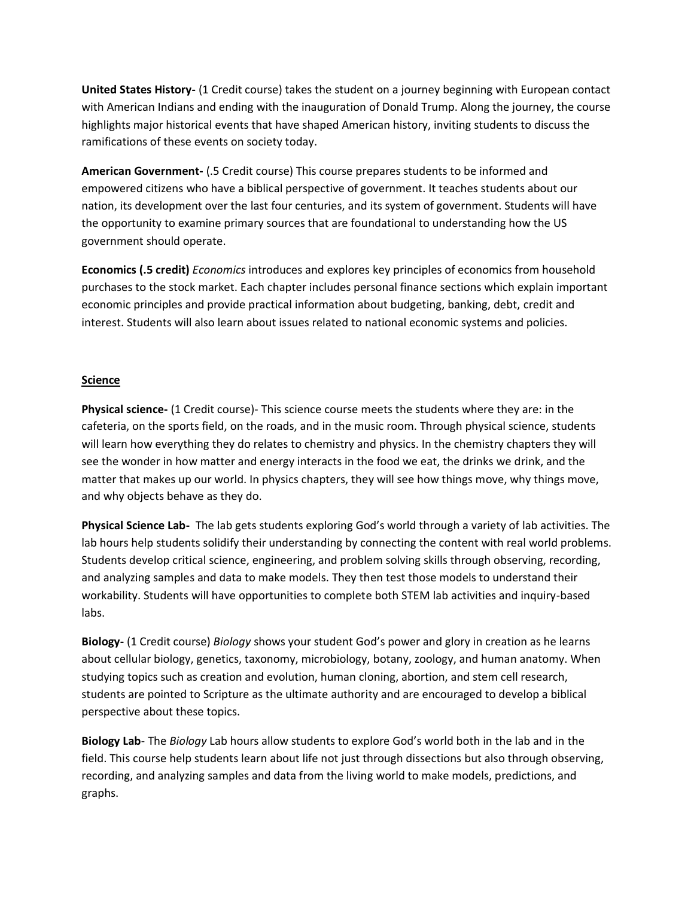**United States History-** (1 Credit course) takes the student on a journey beginning with European contact with American Indians and ending with the inauguration of Donald Trump. Along the journey, the course highlights major historical events that have shaped American history, inviting students to discuss the ramifications of these events on society today.

**American Government-** (.5 Credit course) This course prepares students to be informed and empowered citizens who have a biblical perspective of government. It teaches students about our nation, its development over the last four centuries, and its system of government. Students will have the opportunity to examine primary sources that are foundational to understanding how the US government should operate.

**Economics (.5 credit)** *Economics* introduces and explores key principles of economics from household purchases to the stock market. Each chapter includes personal finance sections which explain important economic principles and provide practical information about budgeting, banking, debt, credit and interest. Students will also learn about issues related to national economic systems and policies.

## <u>Science</u>

**Physical science-** (1 Credit course)- This science course meets the students where they are: in the cafeteria, on the sports field, on the roads, and in the music room. Through physical science, students will learn how everything they do relates to chemistry and physics. In the chemistry chapters they will see the wonder in how matter and energy interacts in the food we eat, the drinks we drink, and the matter that makes up our world. In physics chapters, they will see how things move, why things move, and why objects behave as they do.

**Physical Science Lab-** The lab gets students exploring God's world through a variety of lab activities. The lab hours help students solidify their understanding by connecting the content with real world problems. Students develop critical science, engineering, and problem solving skills through observing, recording, and analyzing samples and data to make models. They then test those models to understand their workability. Students will have opportunities to complete both STEM lab activities and inquiry-based labs.

**Biology-** (1 Credit course) *Biology* shows your student God's power and glory in creation as he learns about cellular biology, genetics, taxonomy, microbiology, botany, zoology, and human anatomy. When studying topics such as creation and evolution, human cloning, abortion, and stem cell research, students are pointed to Scripture as the ultimate authority and are encouraged to develop a biblical perspective about these topics.

**Biology Lab**- The *Biology* Lab hours allow students to explore God's world both in the lab and in the field. This course help students learn about life not just through dissections but also through observing, recording, and analyzing samples and data from the living world to make models, predictions, and graphs.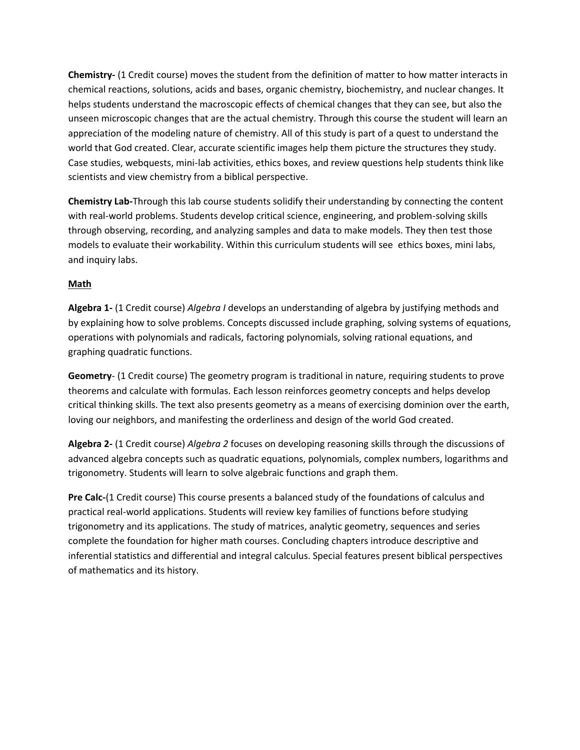**Chemistry-** (1 Credit course) moves the student from the definition of matter to how matter interacts in chemical reactions, solutions, acids and bases, organic chemistry, biochemistry, and nuclear changes. It helps students understand the macroscopic effects of chemical changes that they can see, but also the unseen microscopic changes that are the actual chemistry. Through this course the student will learn an appreciation of the modeling nature of chemistry. All of this study is part of a quest to understand the world that God created. Clear, accurate scientific images help them picture the structures they study. Case studies, webquests, mini-lab activities, ethics boxes, and review questions help students think like scientists and view chemistry from a biblical perspective.

**Chemistry Lab-**Through this lab course students solidify their understanding by connecting the content with real-world problems. Students develop critical science, engineering, and problem-solving skills through observing, recording, and analyzing samples and data to make models. They then test those models to evaluate their workability. Within this curriculum students will see ethics boxes, mini labs, and inquiry labs.

## Math

**Algebra 1-** (1 Credit course) *Algebra I* develops an understanding of algebra by justifying methods and by explaining how to solve problems. Concepts discussed include graphing, solving systems of equations, operations with polynomials and radicals, factoring polynomials, solving rational equations, and graphing quadratic functions.

**Geometry**- (1 Credit course) The geometry program is traditional in nature, requiring students to prove theorems and calculate with formulas. Each lesson reinforces geometry concepts and helps develop critical thinking skills. The text also presents geometry as a means of exercising dominion over the earth, loving our neighbors, and manifesting the orderliness and design of the world God created.

**Algebra 2-** (1 Credit course) *Algebra 2* focuses on developing reasoning skills through the discussions of advanced algebra concepts such as quadratic equations, polynomials, complex numbers, logarithms and trigonometry. Students will learn to solve algebraic functions and graph them.

**Pre Calc-**(1 Credit course) This course presents a balanced study of the foundations of calculus and practical real-world applications. Students will review key families of functions before studying trigonometry and its applications. The study of matrices, analytic geometry, sequences and series complete the foundation for higher math courses. Concluding chapters introduce descriptive and inferential statistics and differential and integral calculus. Special features present biblical perspectives of mathematics and its history.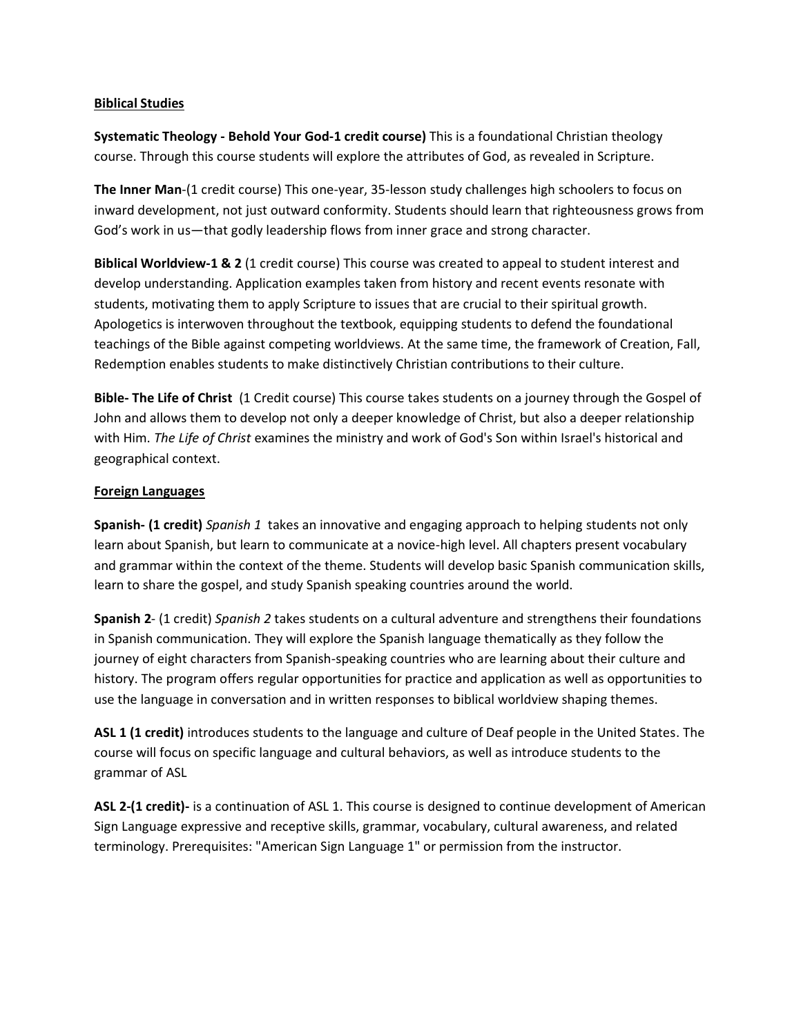**Biblical Studies**

**Systematic Theology - Behold Your God-1 credit course)** This is a foundational Christian theology course. Through this course students will explore the attributes of God, as revealed in Scripture.

**The Inner Man**-(1 credit course) This one-year, 35-lesson study challenges high schoolers to focus on inward development, not just outward conformity. Students should learn that righteousness grows from God's work in us—that godly leadership flows from inner grace and strong character.

**Biblical Worldview-1 & 2** (1 credit course) This course was created to appeal to student interest and develop understanding. Application examples taken from history and recent events resonate with students, motivating them to apply Scripture to issues that are crucial to their spiritual growth. Apologetics is interwoven throughout the textbook, equipping students to defend the foundational teachings of the Bible against competing worldviews. At the same time, the framework of Creation, Fall, Redemption enables students to make distinctively Christian contributions to their culture.

**Bible- The Life of Christ** (1 Credit course) This course takes students on a journey through the Gospel of John and allows them to develop not only a deeper knowledge of Christ, but also a deeper relationship with Him. *The Life of Christ* examines the ministry and work of God's Son within Israel's historical and geographical context.

**Foreign Languages**

**Spanish- (1 credit)** *Spanish 1* takes an innovative and engaging approach to helping students not only learn about Spanish, but learn to communicate at a novice-high level. All chapters present vocabulary and grammar within the context of the theme. Students will develop basic Spanish communication skills, learn to share the gospel, and study Spanish speaking countries around the world.

**Spanish 2**- (1 credit) *Spanish 2* takes students on a cultural adventure and strengthens their foundations in Spanish communication. They will explore the Spanish language thematically as they follow the journey of eight characters from Spanish-speaking countries who are learning about their culture and history. The program offers regular opportunities for practice and application as well as opportunities to use the language in conversation and in written responses to biblical worldview shaping themes.

**ASL 1 (1 credit)** introduces students to the language and culture of Deaf people in the United States. The course will focus on specific language and cultural behaviors, as well as introduce students to the grammar of ASL

**ASL 2-(1 credit)-** is a continuation of ASL 1. This course is designed to continue development of American Sign Language expressive and receptive skills, grammar, vocabulary, cultural awareness, and related terminology. Prerequisites: "American Sign Language 1" or permission from the instructor.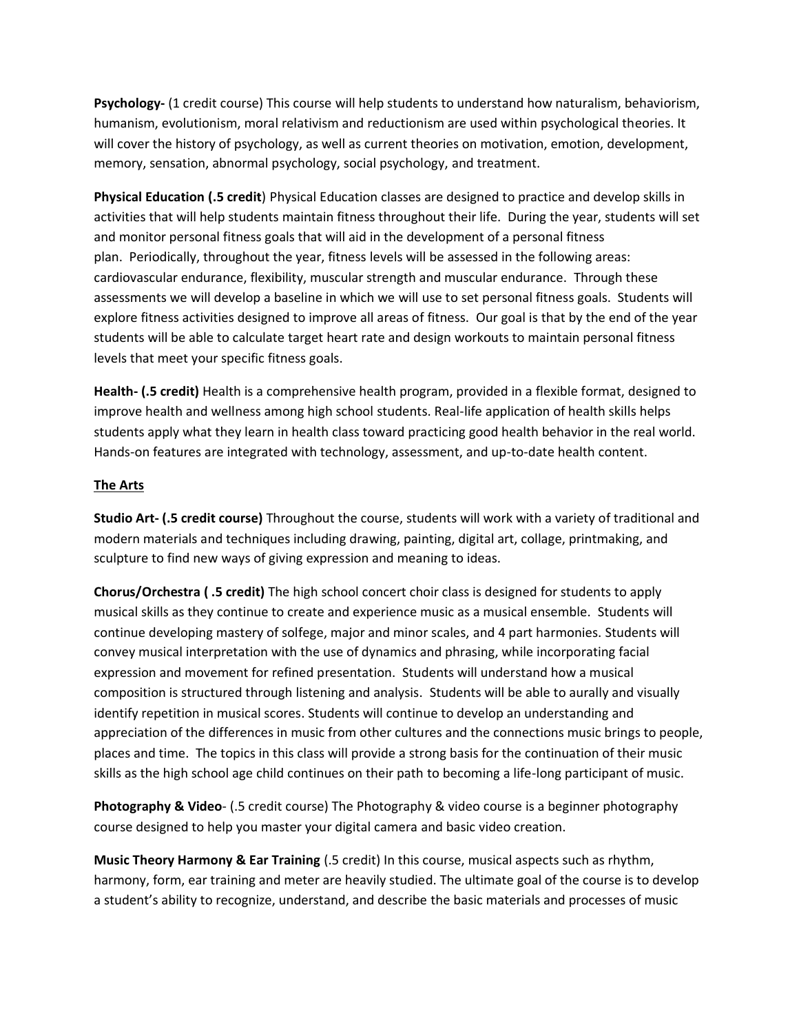**Psychology-** (1 credit course) This course will help students to understand how naturalism, behaviorism, humanism, evolutionism, moral relativism and reductionism are used within psychological theories. It will cover the history of psychology, as well as current theories on motivation, emotion, development, memory, sensation, abnormal psychology, social psychology, and treatment.

**Physical Education (.5 credit**) Physical Education classes are designed to practice and develop skills in activities that will help students maintain fitness throughout their life. During the year, students will set and monitor personal fitness goals that will aid in the development of a personal fitness plan. Periodically, throughout the year, fitness levels will be assessed in the following areas: cardiovascular endurance, flexibility, muscular strength and muscular endurance. Through these assessments we will develop a baseline in which we will use to set personal fitness goals. Students will explore fitness activities designed to improve all areas of fitness. Our goal is that by the end of the year students will be able to calculate target heart rate and design workouts to maintain personal fitness levels that meet your specific fitness goals.

**Health- (.5 credit)** Health is a comprehensive health program, provided in a flexible format, designed to improve health and wellness among high school students. Real-life application of health skills helps students apply what they learn in health class toward practicing good health behavior in the real world. Hands-on features are integrated with technology, assessment, and up-to-date health content.

## The Arts

**Studio Art- (.5 credit course)** Throughout the course, students will work with a variety of traditional and modern materials and techniques including drawing, painting, digital art, collage, printmaking, and sculpture to find new ways of giving expression and meaning to ideas.

**Chorus/Orchestra ( .5 credit)** The high school concert choir class is designed for students to apply musical skills as they continue to create and experience music as a musical ensemble. Students will continue developing mastery of solfege, major and minor scales, and 4 part harmonies. Students will convey musical interpretation with the use of dynamics and phrasing, while incorporating facial expression and movement for refined presentation. Students will understand how a musical composition is structured through listening and analysis. Students will be able to aurally and visually identify repetition in musical scores. Students will continue to develop an understanding and appreciation of the differences in music from other cultures and the connections music brings to people, places and time. The topics in this class will provide a strong basis for the continuation of their music skills as the high school age child continues on their path to becoming a life-long participant of music.

**Photography & Video**- (.5 credit course) The Photography & video course is a beginner photography course designed to help you master your digital camera and basic video creation.

**Music Theory Harmony & Ear Training** (.5 credit) In this course, musical aspects such as rhythm, harmony, form, ear training and meter are heavily studied. The ultimate goal of the course is to develop a student's ability to recognize, understand, and describe the basic materials and processes of music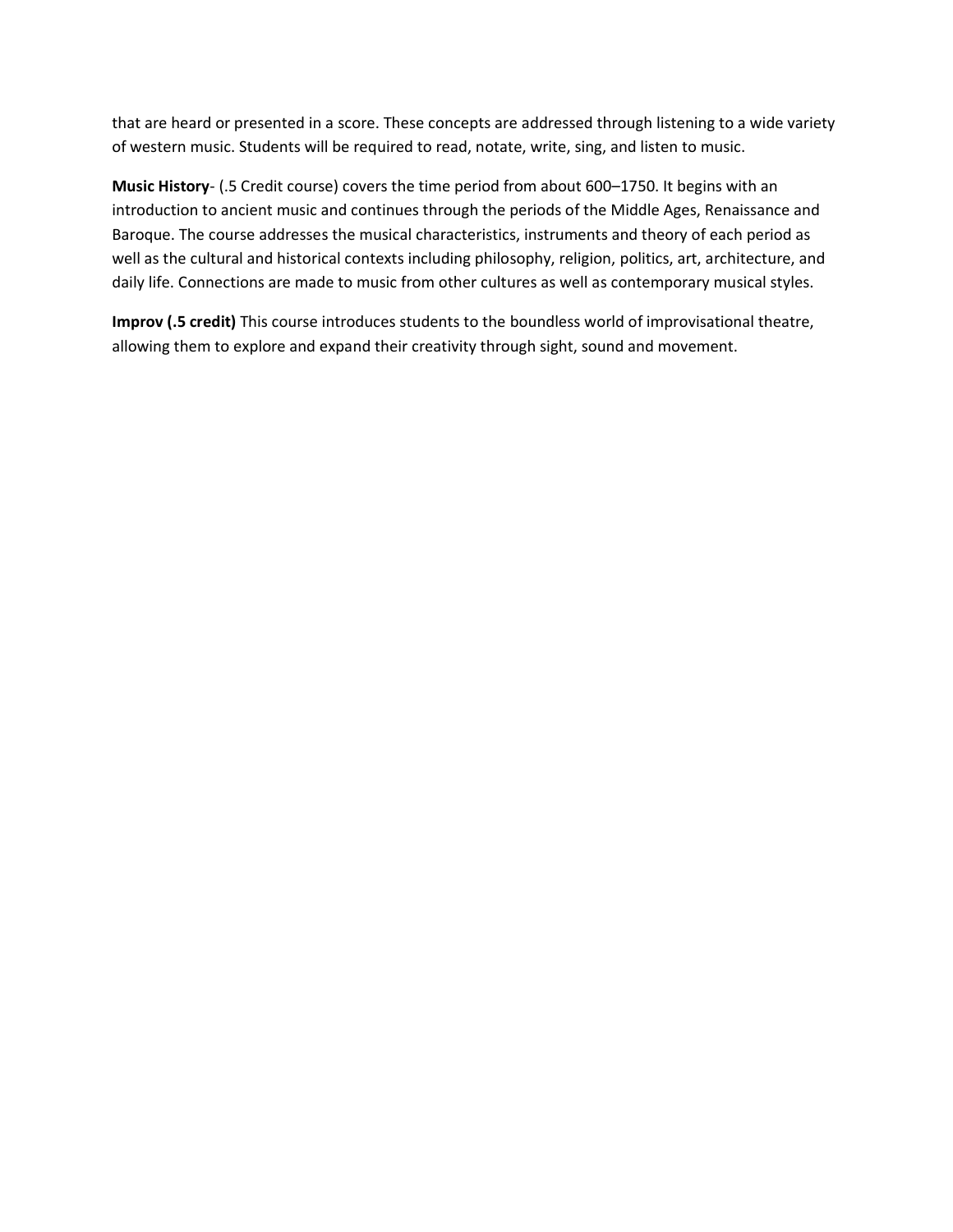that are heard or presented in a score. These concepts are addressed through listening to a wide variety of western music. Students will be required to read, notate, write, sing, and listen to music.

**Music History**- (.5 Credit course) covers the time period from about 600–1750. It begins with an introduction to ancient music and continues through the periods of the Middle Ages, Renaissance and Baroque. The course addresses the musical characteristics, instruments and theory of each period as well as the cultural and historical contexts including philosophy, religion, politics, art, architecture, and daily life. Connections are made to music from other cultures as well as contemporary musical styles.

**Improv (.5 credit)** This course introduces students to the boundless world of improvisational theatre, allowing them to explore and expand their creativity through sight, sound and movement.